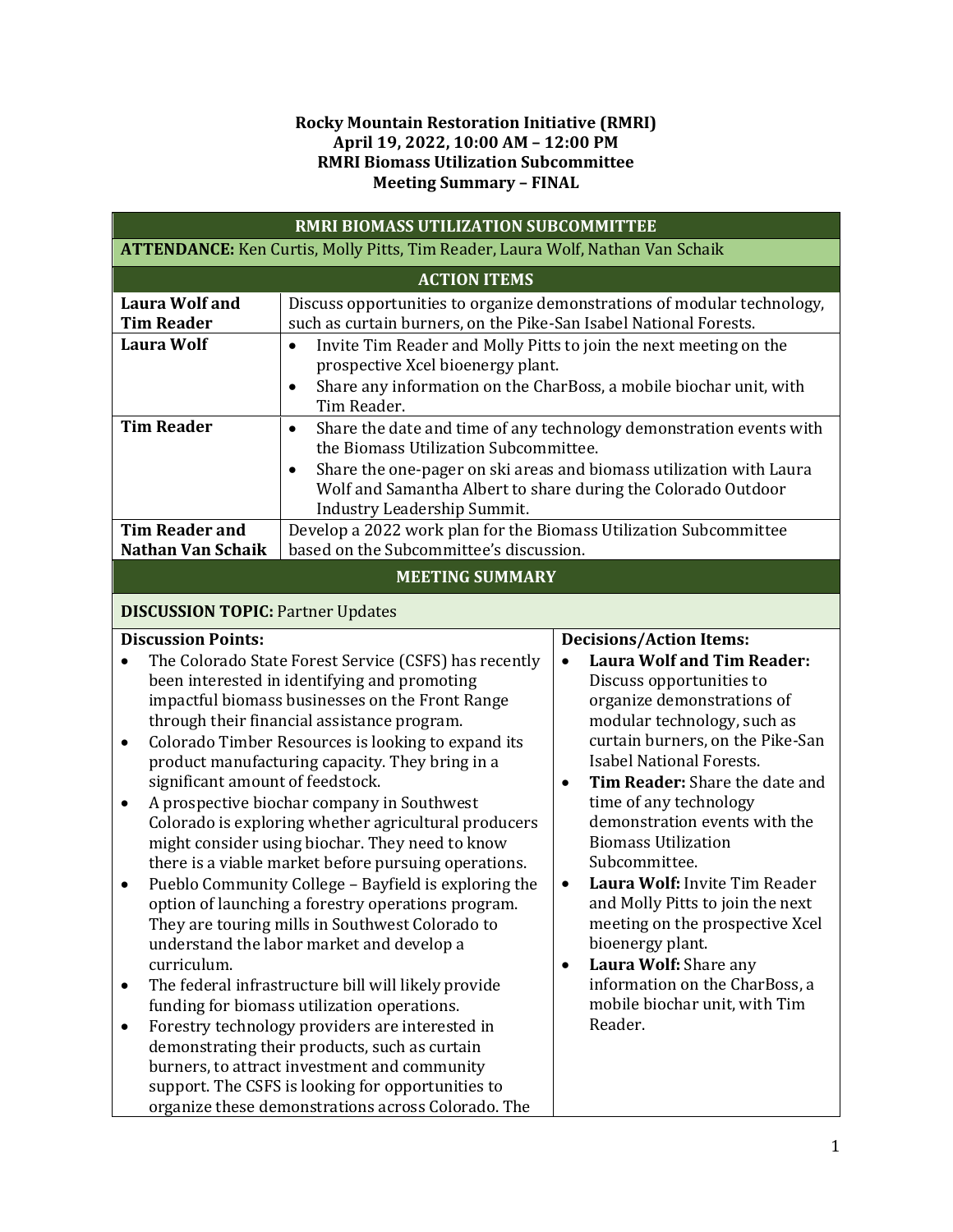**Rocky Mountain Restoration Initiative (RMRI)**
**April 19, 2022, 10:00 AM – 12:00 PM**
**RMRI Biomass Utilization Subcommittee**
**Meeting Summary – FINAL**

## RMRI BIOMASS UTILIZATION SUBCOMMITTEE

**ATTENDANCE:** Ken Curtis, Molly Pitts, Tim Reader, Laura Wolf, Nathan Van Schaik

### ACTION ITEMS

| | |
|---|---|
| **Laura Wolf and Tim Reader** | Discuss opportunities to organize demonstrations of modular technology, such as curtain burners, on the Pike-San Isabel National Forests. |
| **Laura Wolf** | • Invite Tim Reader and Molly Pitts to join the next meeting on the prospective Xcel bioenergy plant.<br>• Share any information on the CharBoss, a mobile biochar unit, with Tim Reader. |
| **Tim Reader** | • Share the date and time of any technology demonstration events with the Biomass Utilization Subcommittee.<br>• Share the one-pager on ski areas and biomass utilization with Laura Wolf and Samantha Albert to share during the Colorado Outdoor Industry Leadership Summit. |
| **Tim Reader and Nathan Van Schaik** | Develop a 2022 work plan for the Biomass Utilization Subcommittee based on the Subcommittee's discussion. |

### MEETING SUMMARY

**DISCUSSION TOPIC:** Partner Updates

**Discussion Points:**

- The Colorado State Forest Service (CSFS) has recently been interested in identifying and promoting impactful biomass businesses on the Front Range through their financial assistance program.
- Colorado Timber Resources is looking to expand its product manufacturing capacity. They bring in a significant amount of feedstock.
- A prospective biochar company in Southwest Colorado is exploring whether agricultural producers might consider using biochar. They need to know there is a viable market before pursuing operations.
- Pueblo Community College – Bayfield is exploring the option of launching a forestry operations program. They are touring mills in Southwest Colorado to understand the labor market and develop a curriculum.
- The federal infrastructure bill will likely provide funding for biomass utilization operations.
- Forestry technology providers are interested in demonstrating their products, such as curtain burners, to attract investment and community support. The CSFS is looking for opportunities to organize these demonstrations across Colorado. The

**Decisions/Action Items:**

- **Laura Wolf and Tim Reader:** Discuss opportunities to organize demonstrations of modular technology, such as curtain burners, on the Pike-San Isabel National Forests.
- **Tim Reader:** Share the date and time of any technology demonstration events with the Biomass Utilization Subcommittee.
- **Laura Wolf:** Invite Tim Reader and Molly Pitts to join the next meeting on the prospective Xcel bioenergy plant.
- **Laura Wolf:** Share any information on the CharBoss, a mobile biochar unit, with Tim Reader.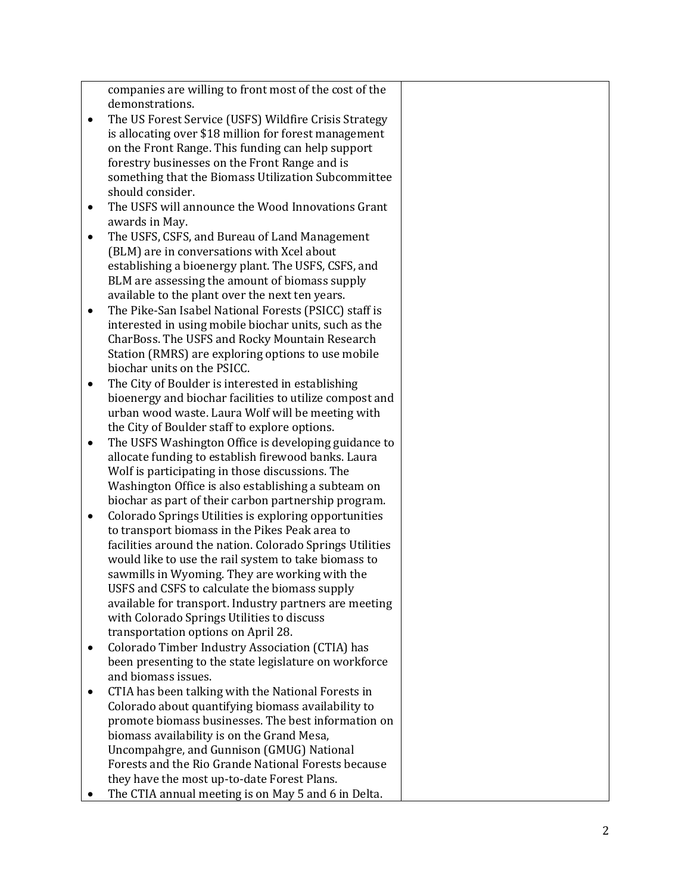| | |
|---|---|
| companies are willing to front most of the cost of the demonstrations.<br>• The US Forest Service (USFS) Wildfire Crisis Strategy is allocating over $18 million for forest management on the Front Range. This funding can help support forestry businesses on the Front Range and is something that the Biomass Utilization Subcommittee should consider.<br>• The USFS will announce the Wood Innovations Grant awards in May.<br>• The USFS, CSFS, and Bureau of Land Management (BLM) are in conversations with Xcel about establishing a bioenergy plant. The USFS, CSFS, and BLM are assessing the amount of biomass supply available to the plant over the next ten years.<br>• The Pike-San Isabel National Forests (PSICC) staff is interested in using mobile biochar units, such as the CharBoss. The USFS and Rocky Mountain Research Station (RMRS) are exploring options to use mobile biochar units on the PSICC.<br>• The City of Boulder is interested in establishing bioenergy and biochar facilities to utilize compost and urban wood waste. Laura Wolf will be meeting with the City of Boulder staff to explore options.<br>• The USFS Washington Office is developing guidance to allocate funding to establish firewood banks. Laura Wolf is participating in those discussions. The Washington Office is also establishing a subteam on biochar as part of their carbon partnership program.<br>• Colorado Springs Utilities is exploring opportunities to transport biomass in the Pikes Peak area to facilities around the nation. Colorado Springs Utilities would like to use the rail system to take biomass to sawmills in Wyoming. They are working with the USFS and CSFS to calculate the biomass supply available for transport. Industry partners are meeting with Colorado Springs Utilities to discuss transportation options on April 28.<br>• Colorado Timber Industry Association (CTIA) has been presenting to the state legislature on workforce and biomass issues.<br>• CTIA has been talking with the National Forests in Colorado about quantifying biomass availability to promote biomass businesses. The best information on biomass availability is on the Grand Mesa, Uncompahgre, and Gunnison (GMUG) National Forests and the Rio Grande National Forests because they have the most up-to-date Forest Plans.<br>• The CTIA annual meeting is on May 5 and 6 in Delta. | |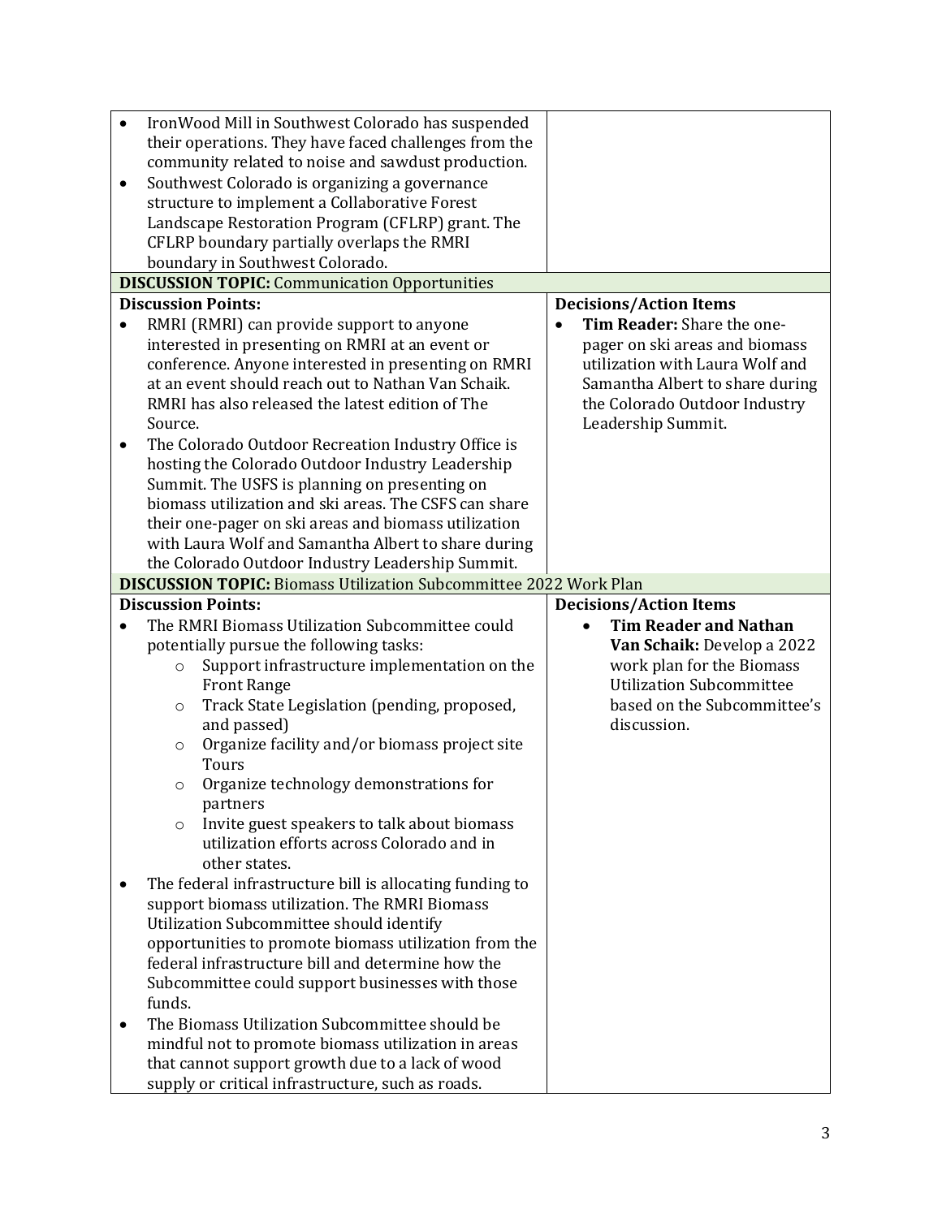| | |
|---|---|
| • IronWood Mill in Southwest Colorado has suspended their operations. They have faced challenges from the community related to noise and sawdust production.<br>• Southwest Colorado is organizing a governance structure to implement a Collaborative Forest Landscape Restoration Program (CFLRP) grant. The CFLRP boundary partially overlaps the RMRI boundary in Southwest Colorado. | |
| **DISCUSSION TOPIC:** Communication Opportunities | |
| **Discussion Points:**<br>• RMRI (RMRI) can provide support to anyone interested in presenting on RMRI at an event or conference. Anyone interested in presenting on RMRI at an event should reach out to Nathan Van Schaik. RMRI has also released the latest edition of The Source.<br>• The Colorado Outdoor Recreation Industry Office is hosting the Colorado Outdoor Industry Leadership Summit. The USFS is planning on presenting on biomass utilization and ski areas. The CSFS can share their one-pager on ski areas and biomass utilization with Laura Wolf and Samantha Albert to share during the Colorado Outdoor Industry Leadership Summit. | **Decisions/Action Items**<br>• **Tim Reader:** Share the one-pager on ski areas and biomass utilization with Laura Wolf and Samantha Albert to share during the Colorado Outdoor Industry Leadership Summit. |
| **DISCUSSION TOPIC:** Biomass Utilization Subcommittee 2022 Work Plan | |
| **Discussion Points:**<br>• The RMRI Biomass Utilization Subcommittee could potentially pursue the following tasks:<br>&nbsp;&nbsp;&nbsp;&nbsp;○ Support infrastructure implementation on the Front Range<br>&nbsp;&nbsp;&nbsp;&nbsp;○ Track State Legislation (pending, proposed, and passed)<br>&nbsp;&nbsp;&nbsp;&nbsp;○ Organize facility and/or biomass project site Tours<br>&nbsp;&nbsp;&nbsp;&nbsp;○ Organize technology demonstrations for partners<br>&nbsp;&nbsp;&nbsp;&nbsp;○ Invite guest speakers to talk about biomass utilization efforts across Colorado and in other states.<br>• The federal infrastructure bill is allocating funding to support biomass utilization. The RMRI Biomass Utilization Subcommittee should identify opportunities to promote biomass utilization from the federal infrastructure bill and determine how the Subcommittee could support businesses with those funds.<br>• The Biomass Utilization Subcommittee should be mindful not to promote biomass utilization in areas that cannot support growth due to a lack of wood supply or critical infrastructure, such as roads. | **Decisions/Action Items**<br>• **Tim Reader and Nathan Van Schaik:** Develop a 2022 work plan for the Biomass Utilization Subcommittee based on the Subcommittee's discussion. |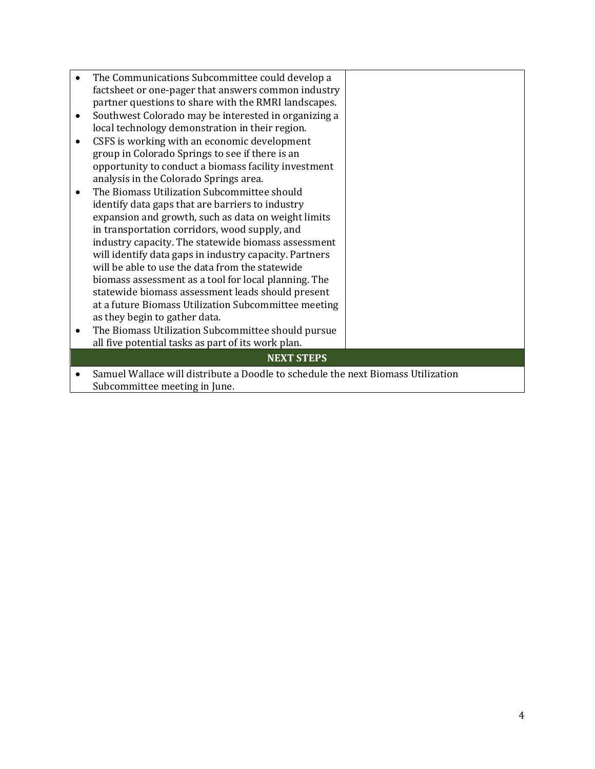| | |
|---|---|
| • The Communications Subcommittee could develop a factsheet or one-pager that answers common industry partner questions to share with the RMRI landscapes.<br>• Southwest Colorado may be interested in organizing a local technology demonstration in their region.<br>• CSFS is working with an economic development group in Colorado Springs to see if there is an opportunity to conduct a biomass facility investment analysis in the Colorado Springs area.<br>• The Biomass Utilization Subcommittee should identify data gaps that are barriers to industry expansion and growth, such as data on weight limits in transportation corridors, wood supply, and industry capacity. The statewide biomass assessment will identify data gaps in industry capacity. Partners will be able to use the data from the statewide biomass assessment as a tool for local planning. The statewide biomass assessment leads should present at a future Biomass Utilization Subcommittee meeting as they begin to gather data.<br>• The Biomass Utilization Subcommittee should pursue all five potential tasks as part of its work plan. | |

**NEXT STEPS**

- Samuel Wallace will distribute a Doodle to schedule the next Biomass Utilization Subcommittee meeting in June.